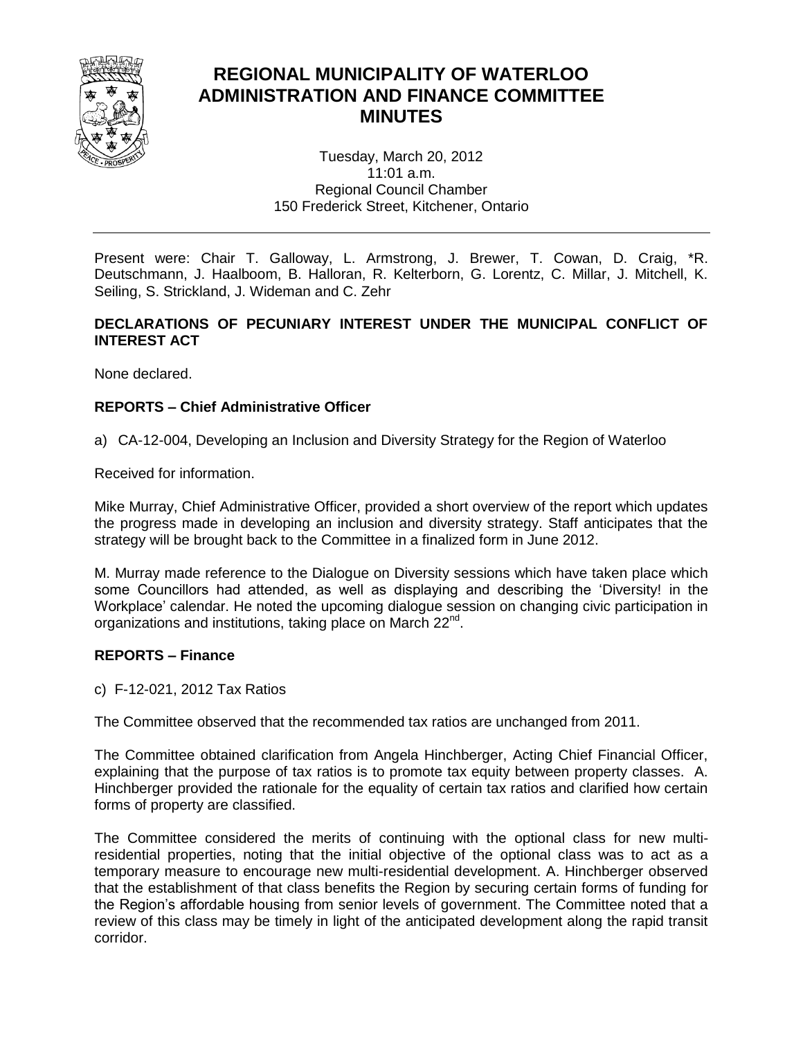# REGIONAL MUNICIPALITY OF WATERLOO ADMINISTRATION AND FINANCE COMMITTEE MINUTES

Tuesday, March 20, 2012
11:01 a.m.
Regional Council Chamber
150 Frederick Street, Kitchener, Ontario

---

Present were: Chair T. Galloway, L. Armstrong, J. Brewer, T. Cowan, D. Craig, *R. Deutschmann, J. Haalboom, B. Halloran, R. Kelterborn, G. Lorentz, C. Millar, J. Mitchell, K. Seiling, S. Strickland, J. Wideman and C. Zehr

**DECLARATIONS OF PECUNIARY INTEREST UNDER THE MUNICIPAL CONFLICT OF INTEREST ACT**

None declared.

**REPORTS – Chief Administrative Officer**

a) CA-12-004, Developing an Inclusion and Diversity Strategy for the Region of Waterloo

Received for information.

Mike Murray, Chief Administrative Officer, provided a short overview of the report which updates the progress made in developing an inclusion and diversity strategy. Staff anticipates that the strategy will be brought back to the Committee in a finalized form in June 2012.

M. Murray made reference to the Dialogue on Diversity sessions which have taken place which some Councillors had attended, as well as displaying and describing the 'Diversity! in the Workplace' calendar. He noted the upcoming dialogue session on changing civic participation in organizations and institutions, taking place on March 22nd.

**REPORTS – Finance**

c) F-12-021, 2012 Tax Ratios

The Committee observed that the recommended tax ratios are unchanged from 2011.

The Committee obtained clarification from Angela Hinchberger, Acting Chief Financial Officer, explaining that the purpose of tax ratios is to promote tax equity between property classes. A. Hinchberger provided the rationale for the equality of certain tax ratios and clarified how certain forms of property are classified.

The Committee considered the merits of continuing with the optional class for new multi-residential properties, noting that the initial objective of the optional class was to act as a temporary measure to encourage new multi-residential development. A. Hinchberger observed that the establishment of that class benefits the Region by securing certain forms of funding for the Region's affordable housing from senior levels of government. The Committee noted that a review of this class may be timely in light of the anticipated development along the rapid transit corridor.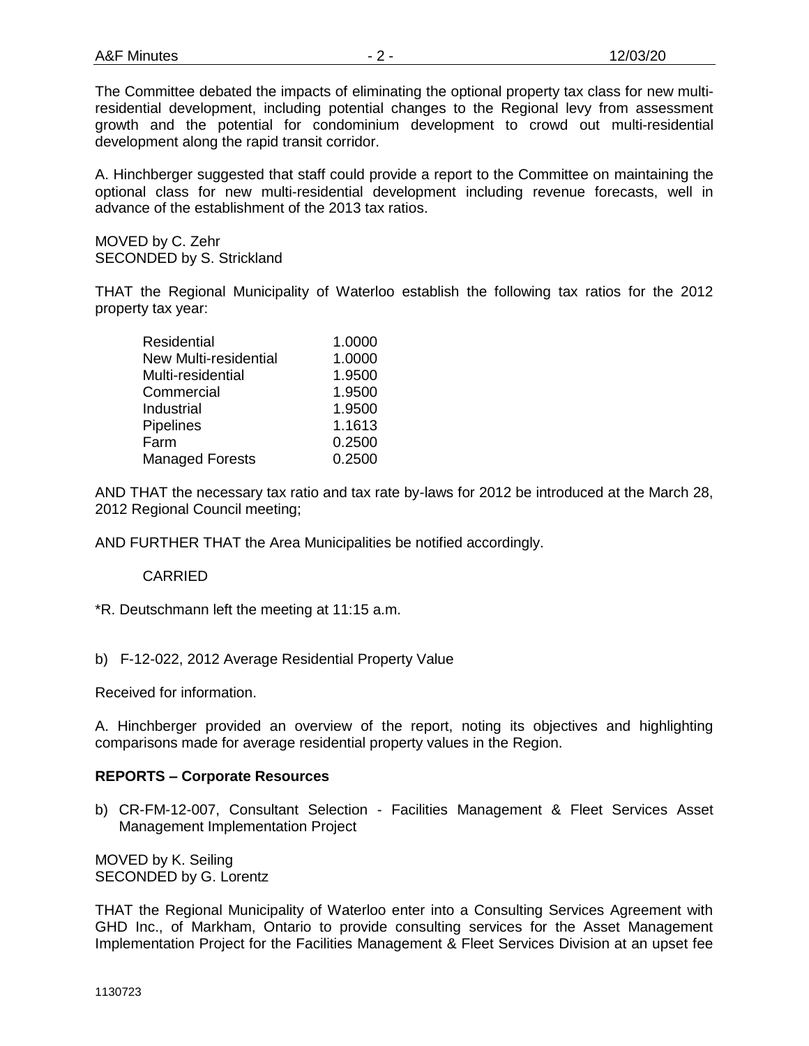The Committee debated the impacts of eliminating the optional property tax class for new multi-residential development, including potential changes to the Regional levy from assessment growth and the potential for condominium development to crowd out multi-residential development along the rapid transit corridor.

A. Hinchberger suggested that staff could provide a report to the Committee on maintaining the optional class for new multi-residential development including revenue forecasts, well in advance of the establishment of the 2013 tax ratios.

MOVED by C. Zehr
SECONDED by S. Strickland

THAT the Regional Municipality of Waterloo establish the following tax ratios for the 2012 property tax year:

| | |
|---|---|
| Residential | 1.0000 |
| New Multi-residential | 1.0000 |
| Multi-residential | 1.9500 |
| Commercial | 1.9500 |
| Industrial | 1.9500 |
| Pipelines | 1.1613 |
| Farm | 0.2500 |
| Managed Forests | 0.2500 |

AND THAT the necessary tax ratio and tax rate by-laws for 2012 be introduced at the March 28, 2012 Regional Council meeting;

AND FURTHER THAT the Area Municipalities be notified accordingly.

CARRIED

*R. Deutschmann left the meeting at 11:15 a.m.

b) F-12-022, 2012 Average Residential Property Value

Received for information.

A. Hinchberger provided an overview of the report, noting its objectives and highlighting comparisons made for average residential property values in the Region.

**REPORTS – Corporate Resources**

b) CR-FM-12-007, Consultant Selection - Facilities Management & Fleet Services Asset Management Implementation Project

MOVED by K. Seiling
SECONDED by G. Lorentz

THAT the Regional Municipality of Waterloo enter into a Consulting Services Agreement with GHD Inc., of Markham, Ontario to provide consulting services for the Asset Management Implementation Project for the Facilities Management & Fleet Services Division at an upset fee

1130723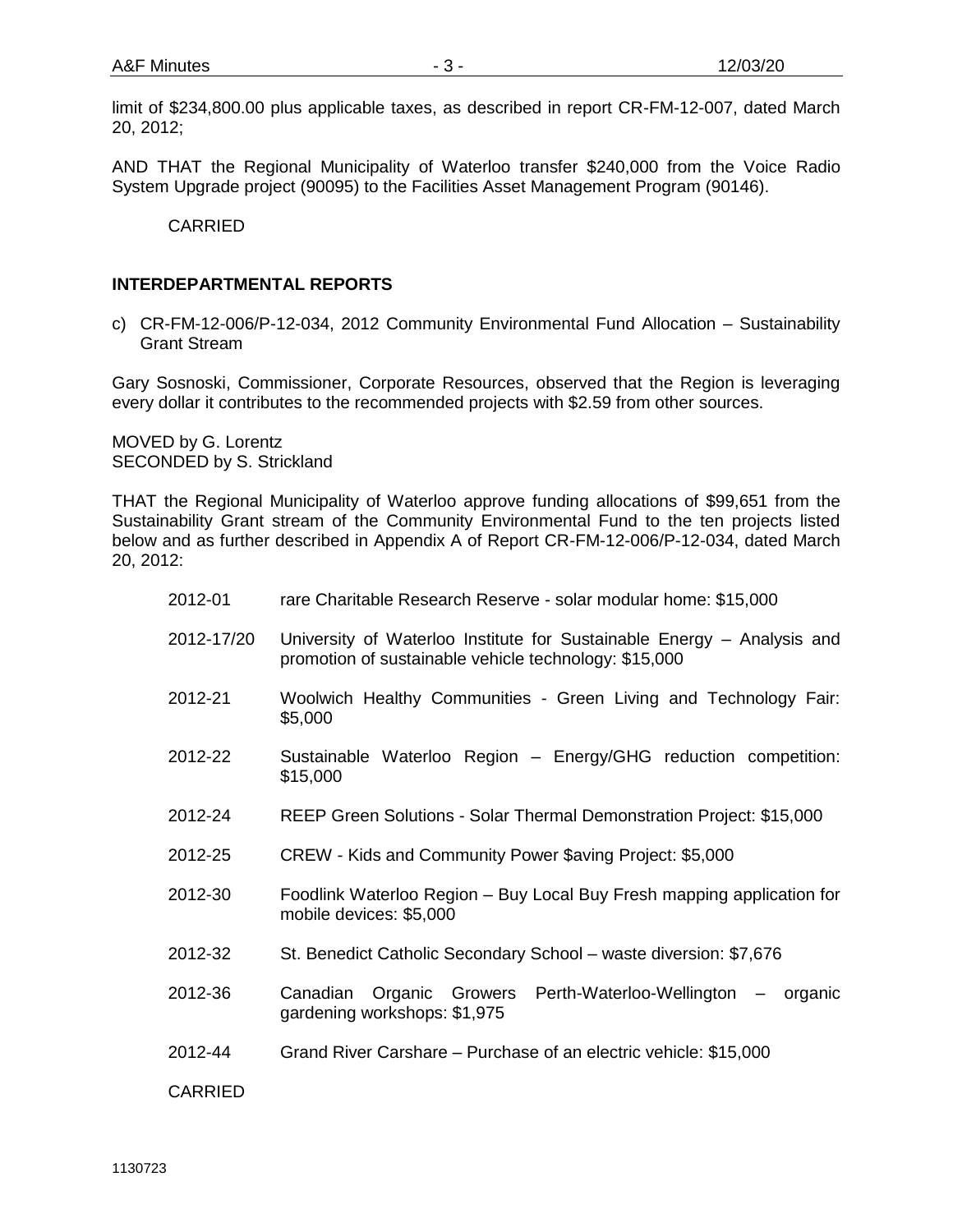limit of $234,800.00 plus applicable taxes, as described in report CR-FM-12-007, dated March 20, 2012;

AND THAT the Regional Municipality of Waterloo transfer $240,000 from the Voice Radio System Upgrade project (90095) to the Facilities Asset Management Program (90146).

CARRIED

## INTERDEPARTMENTAL REPORTS

c) CR-FM-12-006/P-12-034, 2012 Community Environmental Fund Allocation – Sustainability Grant Stream

Gary Sosnoski, Commissioner, Corporate Resources, observed that the Region is leveraging every dollar it contributes to the recommended projects with $2.59 from other sources.

MOVED by G. Lorentz
SECONDED by S. Strickland

THAT the Regional Municipality of Waterloo approve funding allocations of $99,651 from the Sustainability Grant stream of the Community Environmental Fund to the ten projects listed below and as further described in Appendix A of Report CR-FM-12-006/P-12-034, dated March 20, 2012:

- 2012-01 rare Charitable Research Reserve - solar modular home: $15,000
- 2012-17/20 University of Waterloo Institute for Sustainable Energy – Analysis and promotion of sustainable vehicle technology: $15,000
- 2012-21 Woolwich Healthy Communities - Green Living and Technology Fair: $5,000
- 2012-22 Sustainable Waterloo Region – Energy/GHG reduction competition: $15,000
- 2012-24 REEP Green Solutions - Solar Thermal Demonstration Project: $15,000
- 2012-25 CREW - Kids and Community Power $aving Project: $5,000
- 2012-30 Foodlink Waterloo Region – Buy Local Buy Fresh mapping application for mobile devices: $5,000
- 2012-32 St. Benedict Catholic Secondary School – waste diversion: $7,676
- 2012-36 Canadian Organic Growers Perth-Waterloo-Wellington – organic gardening workshops: $1,975
- 2012-44 Grand River Carshare – Purchase of an electric vehicle: $15,000

CARRIED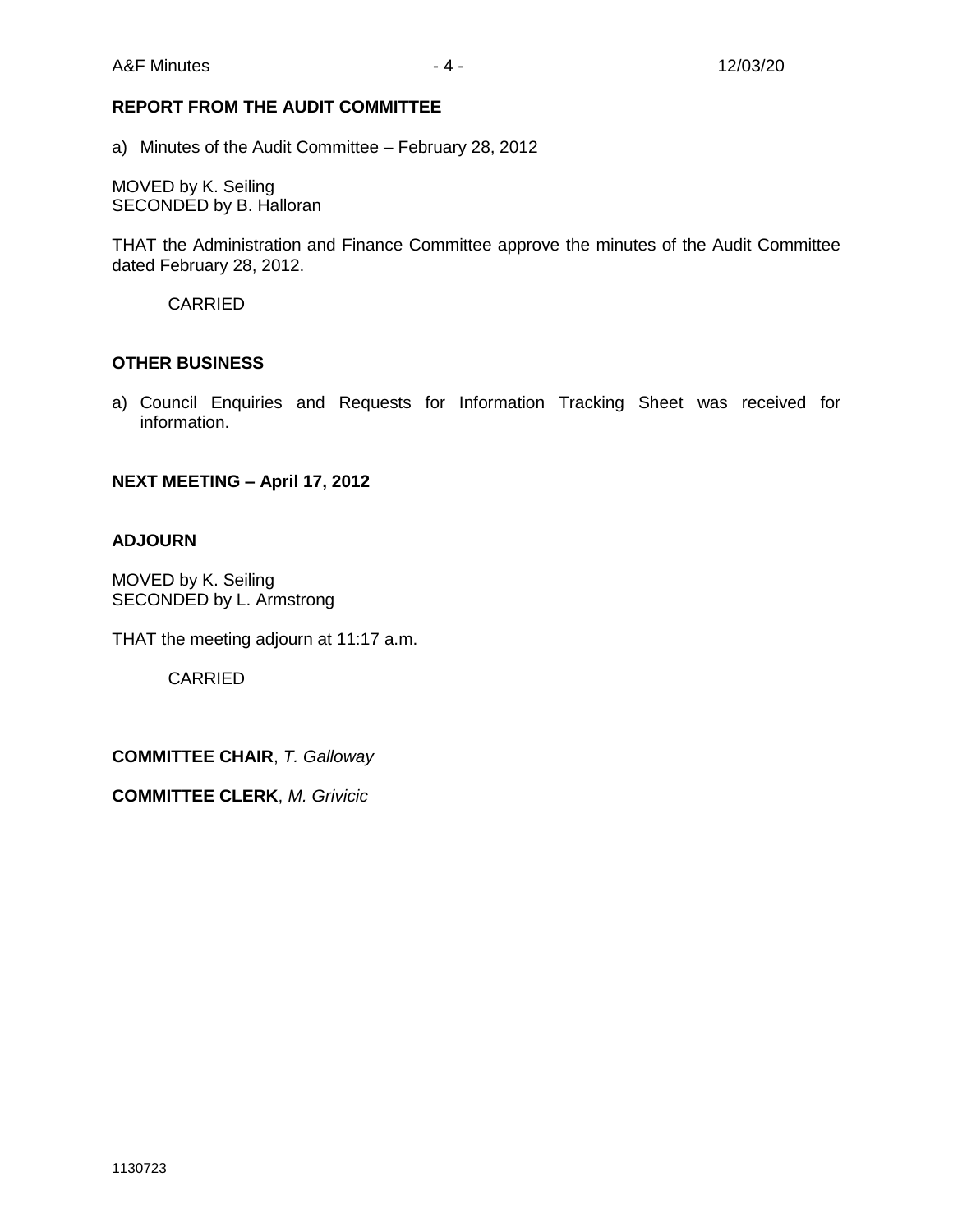## REPORT FROM THE AUDIT COMMITTEE

a) Minutes of the Audit Committee – February 28, 2012

MOVED by K. Seiling
SECONDED by B. Halloran

THAT the Administration and Finance Committee approve the minutes of the Audit Committee dated February 28, 2012.

CARRIED

## OTHER BUSINESS

a) Council Enquiries and Requests for Information Tracking Sheet was received for information.

## NEXT MEETING – April 17, 2012

## ADJOURN

MOVED by K. Seiling
SECONDED by L. Armstrong

THAT the meeting adjourn at 11:17 a.m.

CARRIED

**COMMITTEE CHAIR**, *T. Galloway*

**COMMITTEE CLERK**, *M. Grivicic*

1130723